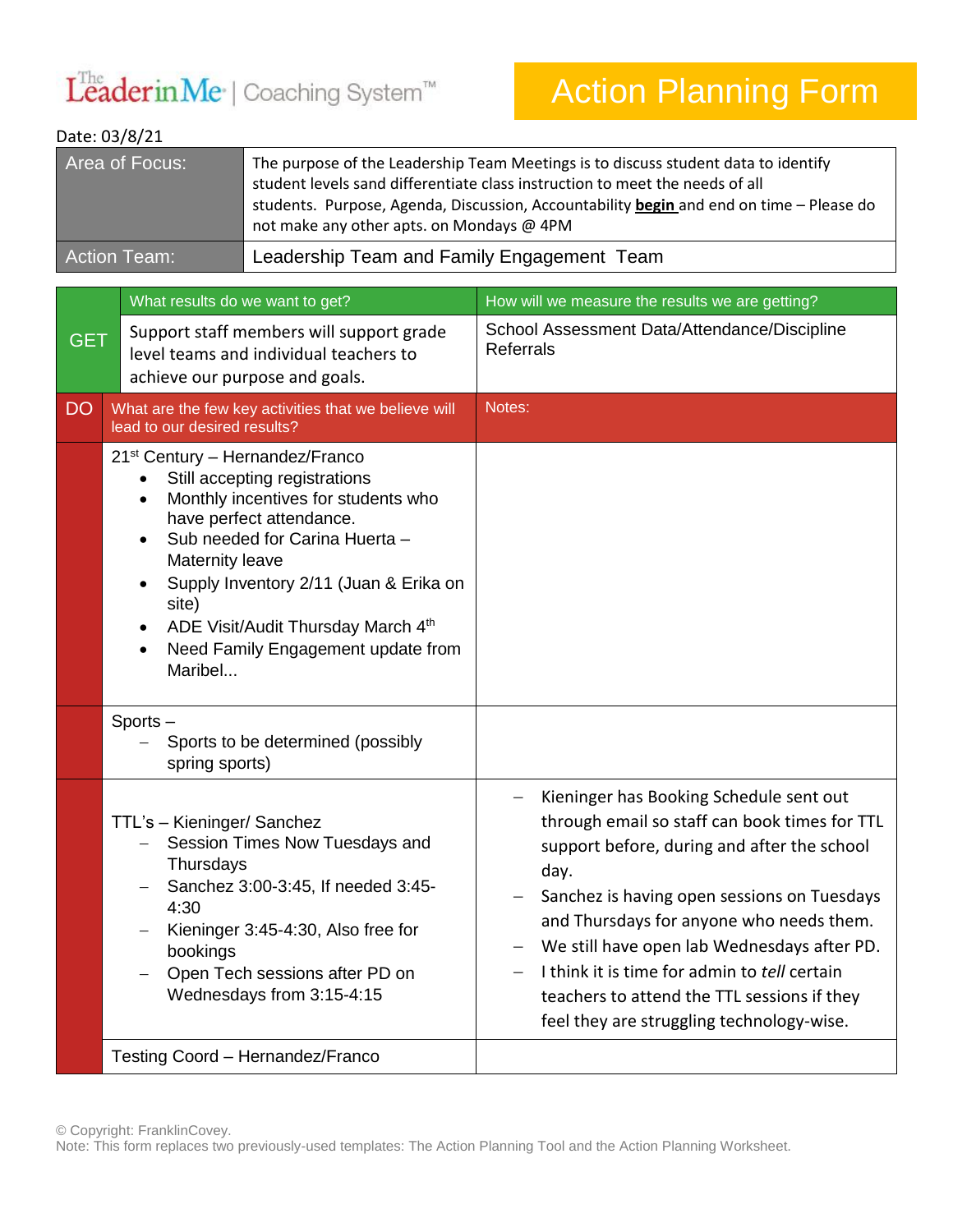The Leader in Me | Coaching System™

# Action Planning Form

Date: 03/8/21

| Area of Focus: | The purpose of the Leadership Team Meetings is to discuss student data to identify student levels sand differentiate class instruction to meet the needs of all students. Purpose, Agenda, Discussion, Accountability **begin** and end on time – Please do not make any other apts. on Mondays @ 4PM |
| --- | --- |
| Action Team: | Leadership Team and Family Engagement Team |

| | What results do we want to get? | How will we measure the results we are getting? |
| --- | --- | --- |
| GET | Support staff members will support grade level teams and individual teachers to achieve our purpose and goals. | School Assessment Data/Attendance/Discipline Referrals |
| DO | What are the few key activities that we believe will lead to our desired results? | Notes: |
| | 21st Century – Hernandez/Franco<br>• Still accepting registrations<br>• Monthly incentives for students who have perfect attendance.<br>• Sub needed for Carina Huerta – Maternity leave<br>• Supply Inventory 2/11 (Juan & Erika on site)<br>• ADE Visit/Audit Thursday March 4th<br>• Need Family Engagement update from Maribel... | |
| | Sports –<br>– Sports to be determined (possibly spring sports) | |
| | TTL's – Kieninger/ Sanchez<br>– Session Times Now Tuesdays and Thursdays<br>– Sanchez 3:00-3:45, If needed 3:45-4:30<br>– Kieninger 3:45-4:30, Also free for bookings<br>– Open Tech sessions after PD on Wednesdays from 3:15-4:15 | – Kieninger has Booking Schedule sent out through email so staff can book times for TTL support before, during and after the school day.<br>– Sanchez is having open sessions on Tuesdays and Thursdays for anyone who needs them.<br>– We still have open lab Wednesdays after PD.<br>– I think it is time for admin to *tell* certain teachers to attend the TTL sessions if they feel they are struggling technology-wise. |
| | Testing Coord – Hernandez/Franco | |

© Copyright: FranklinCovey.
Note: This form replaces two previously-used templates: The Action Planning Tool and the Action Planning Worksheet.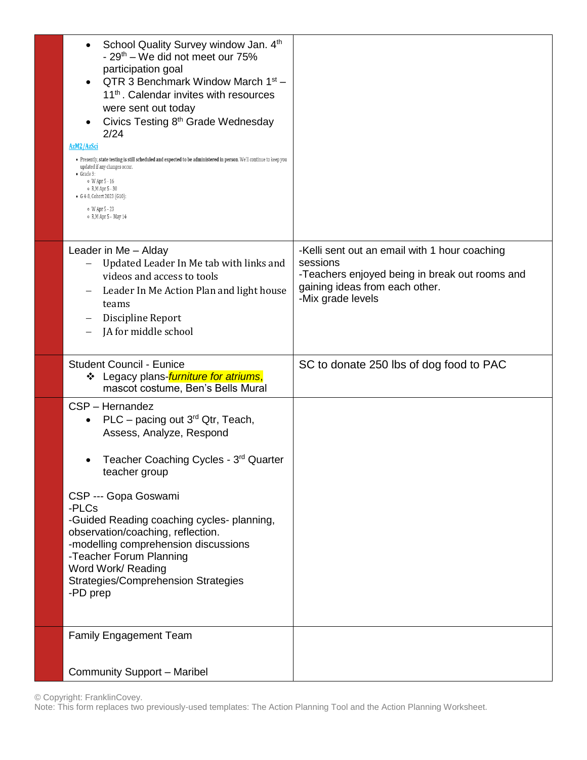| | | |
|---|---|---|
| | • School Quality Survey window Jan. 4th - 29th – We did not meet our 75% participation goal<br>• QTR 3 Benchmark Window March 1st – 11th. Calendar invites with resources were sent out today<br>• Civics Testing 8th Grade Wednesday 2/24<br>AzM2/AzSci<br>• Presently, state testing is still scheduled and expected to be administered in person. We'll continue to keep you updated if any changes occur.<br>• Grade 3:<br>  ◦ W Apr 5 - 16<br>  ◦ R,M Apr 5 - 30<br>• G 4-8, Cohort 2023 (G10):<br>  ◦ W Apr 5 - 23<br>  ◦ R,M Apr 5 - May 14 | |
| | Leader in Me – Alday<br>– Updated Leader In Me tab with links and videos and access to tools<br>– Leader In Me Action Plan and light house teams<br>– Discipline Report<br>– JA for middle school | -Kelli sent out an email with 1 hour coaching sessions<br>-Teachers enjoyed being in break out rooms and gaining ideas from each other.<br>-Mix grade levels |
| | Student Council - Eunice<br>❖ Legacy plans-*furniture for atriums*, mascot costume, Ben's Bells Mural | SC to donate 250 lbs of dog food to PAC |
| | CSP – Hernandez<br>• PLC – pacing out 3rd Qtr, Teach, Assess, Analyze, Respond<br>• Teacher Coaching Cycles - 3rd Quarter teacher group<br><br>CSP --- Gopa Goswami<br>-PLCs<br>-Guided Reading coaching cycles- planning, observation/coaching, reflection.<br>-modelling comprehension discussions<br>-Teacher Forum Planning<br>Word Work/ Reading Strategies/Comprehension Strategies<br>-PD prep | |
| | Family Engagement Team<br><br>Community Support – Maribel | |

© Copyright: FranklinCovey.
Note: This form replaces two previously-used templates: The Action Planning Tool and the Action Planning Worksheet.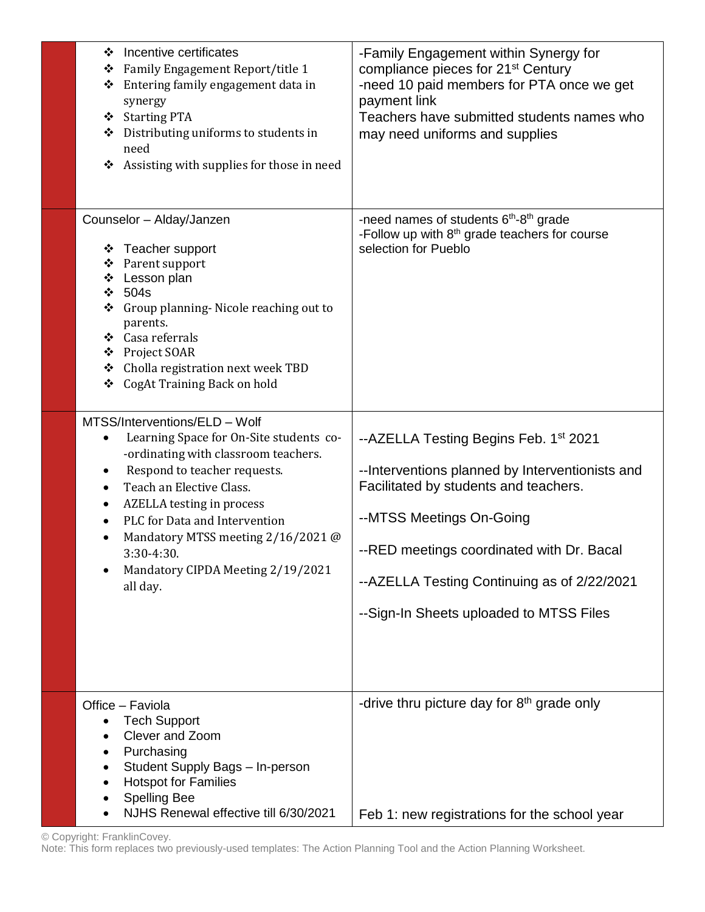| | | |
|---|---|---|
| | ❖ Incentive certificates<br>❖ Family Engagement Report/title 1<br>❖ Entering family engagement data in synergy<br>❖ Starting PTA<br>❖ Distributing uniforms to students in need<br>❖ Assisting with supplies for those in need | -Family Engagement within Synergy for compliance pieces for 21st Century<br>-need 10 paid members for PTA once we get payment link<br>Teachers have submitted students names who may need uniforms and supplies |
| | Counselor – Alday/Janzen<br><br>❖ Teacher support<br>❖ Parent support<br>❖ Lesson plan<br>❖ 504s<br>❖ Group planning- Nicole reaching out to parents.<br>❖ Casa referrals<br>❖ Project SOAR<br>❖ Cholla registration next week TBD<br>❖ CogAt Training Back on hold | -need names of students 6th-8th grade<br>-Follow up with 8th grade teachers for course selection for Pueblo |
| | MTSS/Interventions/ELD – Wolf<br>• Learning Space for On-Site students co--ordinating with classroom teachers.<br>• Respond to teacher requests.<br>• Teach an Elective Class.<br>• AZELLA testing in process<br>• PLC for Data and Intervention<br>• Mandatory MTSS meeting 2/16/2021 @ 3:30-4:30.<br>• Mandatory CIPDA Meeting 2/19/2021 all day. | --AZELLA Testing Begins Feb. 1st 2021<br><br>--Interventions planned by Interventionists and Facilitated by students and teachers.<br><br>--MTSS Meetings On-Going<br><br>--RED meetings coordinated with Dr. Bacal<br><br>--AZELLA Testing Continuing as of 2/22/2021<br><br>--Sign-In Sheets uploaded to MTSS Files |
| | Office – Faviola<br>• Tech Support<br>• Clever and Zoom<br>• Purchasing<br>• Student Supply Bags – In-person<br>• Hotspot for Families<br>• Spelling Bee<br>• NJHS Renewal effective till 6/30/2021 | -drive thru picture day for 8th grade only<br><br>Feb 1: new registrations for the school year |

© Copyright: FranklinCovey.
Note: This form replaces two previously-used templates: The Action Planning Tool and the Action Planning Worksheet.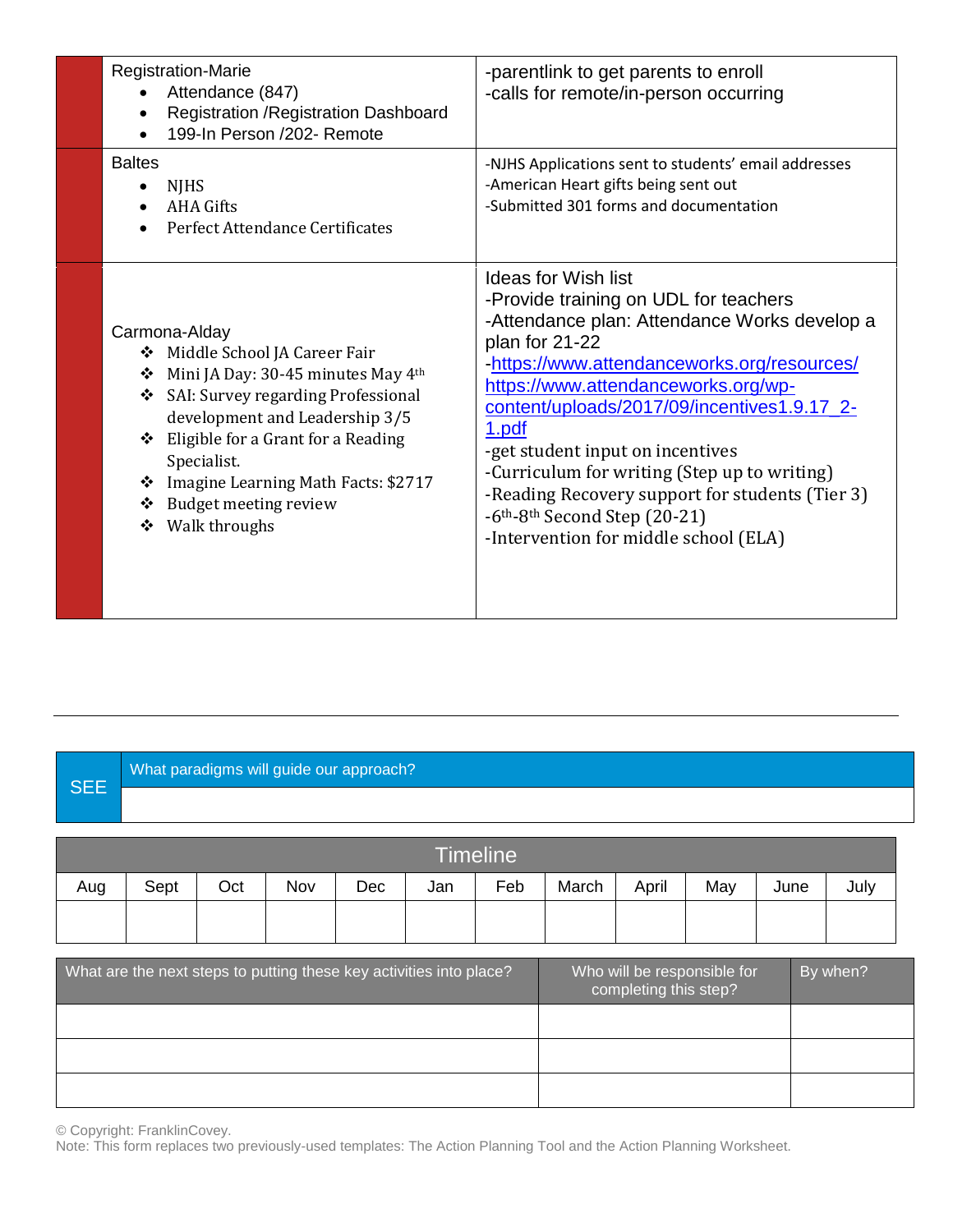| | | |
|---|---|---|
| | Registration-Marie<br>• Attendance (847)<br>• Registration /Registration Dashboard<br>• 199-In Person /202- Remote | -parentlink to get parents to enroll<br>-calls for remote/in-person occurring |
| | Baltes<br>• NJHS<br>• AHA Gifts<br>• Perfect Attendance Certificates | -NJHS Applications sent to students' email addresses<br>-American Heart gifts being sent out<br>-Submitted 301 forms and documentation |
| | Carmona-Alday<br>❖ Middle School JA Career Fair<br>❖ Mini JA Day: 30-45 minutes May 4th<br>❖ SAI: Survey regarding Professional development and Leadership 3/5<br>❖ Eligible for a Grant for a Reading Specialist.<br>❖ Imagine Learning Math Facts: $2717<br>❖ Budget meeting review<br>❖ Walk throughs | Ideas for Wish list<br>-Provide training on UDL for teachers<br>-Attendance plan: Attendance Works develop a plan for 21-22<br>-https://www.attendanceworks.org/resources/<br>https://www.attendanceworks.org/wp-content/uploads/2017/09/incentives1.9.17_2-1.pdf<br>-get student input on incentives<br>-Curriculum for writing (Step up to writing)<br>-Reading Recovery support for students (Tier 3)<br>-6th-8th Second Step (20-21)<br>-Intervention for middle school (ELA) |

---

| SEE | What paradigms will guide our approach? |
|---|---|
| | |

| Timeline | | | | | | | | | | | |
|---|---|---|---|---|---|---|---|---|---|---|---|
| Aug | Sept | Oct | Nov | Dec | Jan | Feb | March | April | May | June | July |
| | | | | | | | | | | | |

| What are the next steps to putting these key activities into place? | Who will be responsible for completing this step? | By when? |
|---|---|---|
| | | |
| | | |
| | | |

© Copyright: FranklinCovey.
Note: This form replaces two previously-used templates: The Action Planning Tool and the Action Planning Worksheet.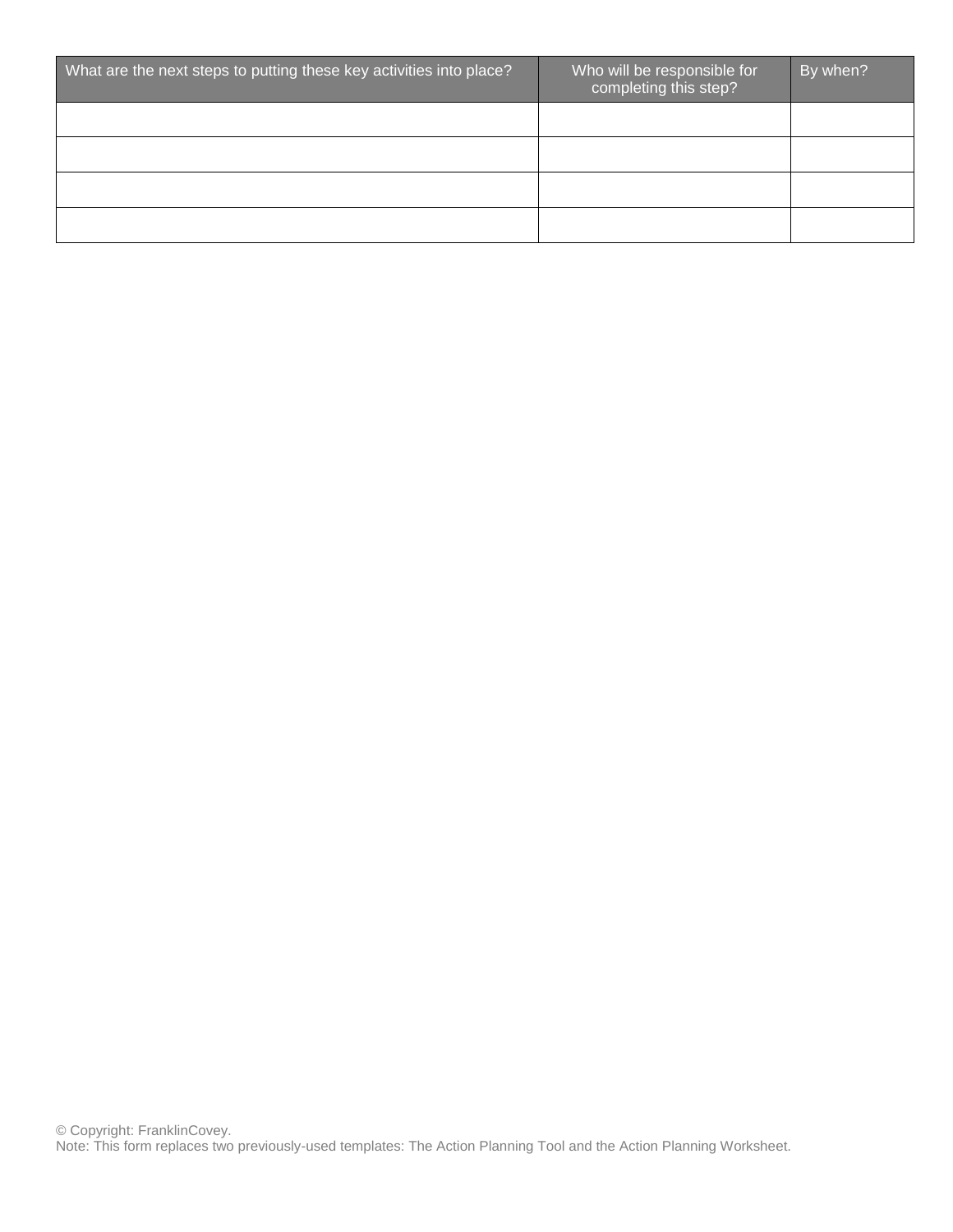| What are the next steps to putting these key activities into place? | Who will be responsible for completing this step? | By when? |
|---|---|---|
| | | |
| | | |
| | | |
| | | |

© Copyright: FranklinCovey.
Note: This form replaces two previously-used templates: The Action Planning Tool and the Action Planning Worksheet.